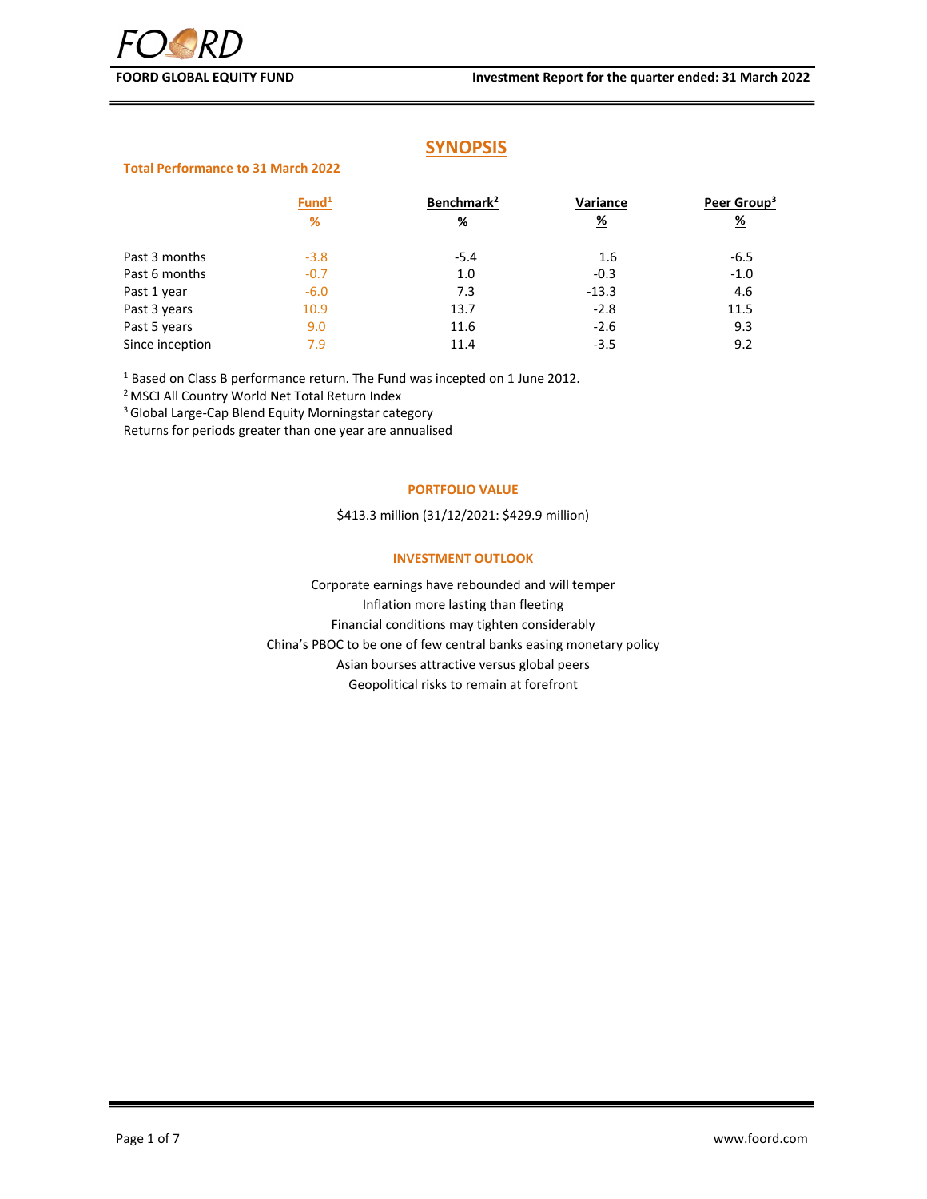FOORD GLOBAL EQUITY FUND

Investment Report for the quarter ended: 31 March 2022

# SYNOPSIS

**Total Performance to 31 March 2022**

| | Fund[1] % | Benchmark[2] % | Variance % | Peer Group[3] % |
|---|---|---|---|---|
| Past 3 months | -3.8 | -5.4 | 1.6 | -6.5 |
| Past 6 months | -0.7 | 1.0 | -0.3 | -1.0 |
| Past 1 year | -6.0 | 7.3 | -13.3 | 4.6 |
| Past 3 years | 10.9 | 13.7 | -2.8 | 11.5 |
| Past 5 years | 9.0 | 11.6 | -2.6 | 9.3 |
| Since inception | 7.9 | 11.4 | -3.5 | 9.2 |

[1] Based on Class B performance return. The Fund was incepted on 1 June 2012.
[2] MSCI All Country World Net Total Return Index
[3] Global Large-Cap Blend Equity Morningstar category
Returns for periods greater than one year are annualised

### PORTFOLIO VALUE

$413.3 million (31/12/2021: $429.9 million)

### INVESTMENT OUTLOOK

Corporate earnings have rebounded and will temper
Inflation more lasting than fleeting
Financial conditions may tighten considerably
China's PBOC to be one of few central banks easing monetary policy
Asian bourses attractive versus global peers
Geopolitical risks to remain at forefront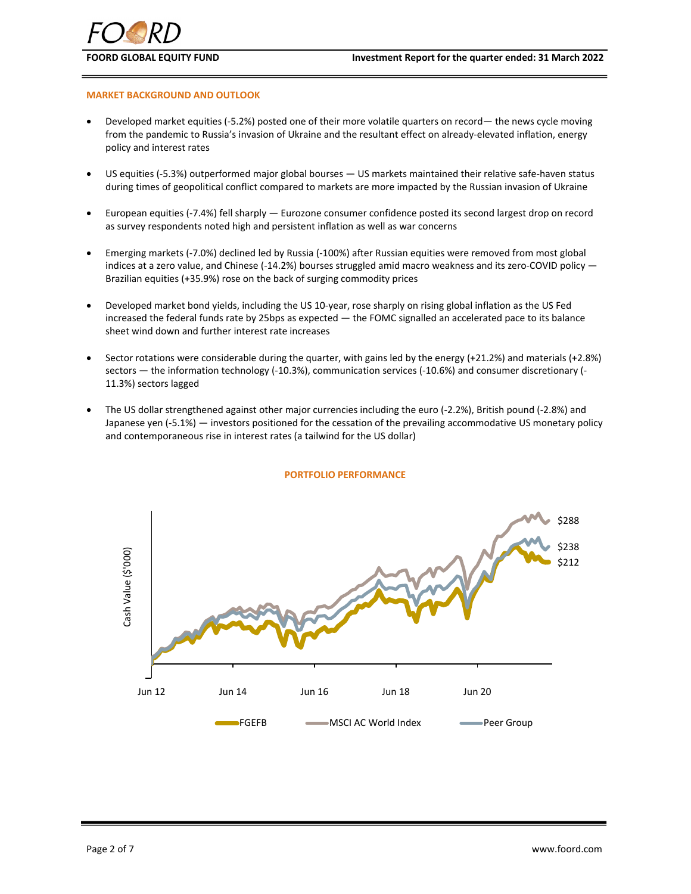## MARKET BACKGROUND AND OUTLOOK

- Developed market equities (-5.2%) posted one of their more volatile quarters on record— the news cycle moving from the pandemic to Russia's invasion of Ukraine and the resultant effect on already-elevated inflation, energy policy and interest rates
- US equities (-5.3%) outperformed major global bourses — US markets maintained their relative safe-haven status during times of geopolitical conflict compared to markets are more impacted by the Russian invasion of Ukraine
- European equities (-7.4%) fell sharply — Eurozone consumer confidence posted its second largest drop on record as survey respondents noted high and persistent inflation as well as war concerns
- Emerging markets (-7.0%) declined led by Russia (-100%) after Russian equities were removed from most global indices at a zero value, and Chinese (-14.2%) bourses struggled amid macro weakness and its zero-COVID policy — Brazilian equities (+35.9%) rose on the back of surging commodity prices
- Developed market bond yields, including the US 10-year, rose sharply on rising global inflation as the US Fed increased the federal funds rate by 25bps as expected — the FOMC signalled an accelerated pace to its balance sheet wind down and further interest rate increases
- Sector rotations were considerable during the quarter, with gains led by the energy (+21.2%) and materials (+2.8%) sectors — the information technology (-10.3%), communication services (-10.6%) and consumer discretionary (-11.3%) sectors lagged
- The US dollar strengthened against other major currencies including the euro (-2.2%), British pound (-2.8%) and Japanese yen (-5.1%) — investors positioned for the cessation of the prevailing accommodative US monetary policy and contemporaneous rise in interest rates (a tailwind for the US dollar)

## PORTFOLIO PERFORMANCE

Cash Value ($'000)

Jun 12 | Jun 14 | Jun 16 | Jun 18 | Jun 20

$288 (MSCI AC World Index) | $238 (Peer Group) | $212 (FGEFB)

FGEFB | MSCI AC World Index | Peer Group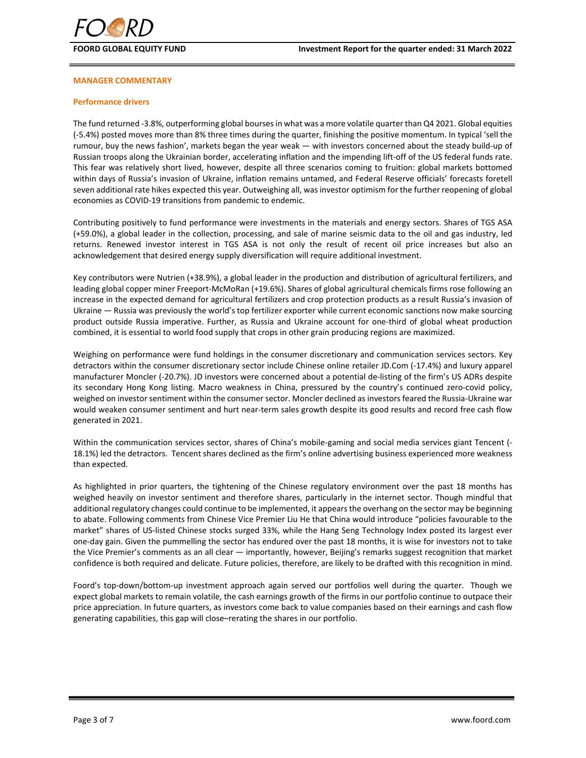## MANAGER COMMENTARY

### Performance drivers

The fund returned -3.8%, outperforming global bourses in what was a more volatile quarter than Q4 2021. Global equities (-5.4%) posted moves more than 8% three times during the quarter, finishing the positive momentum. In typical 'sell the rumour, buy the news fashion', markets began the year weak — with investors concerned about the steady build-up of Russian troops along the Ukrainian border, accelerating inflation and the impending lift-off of the US federal funds rate. This fear was relatively short lived, however, despite all three scenarios coming to fruition: global markets bottomed within days of Russia's invasion of Ukraine, inflation remains untamed, and Federal Reserve officials' forecasts foretell seven additional rate hikes expected this year. Outweighing all, was investor optimism for the further reopening of global economies as COVID-19 transitions from pandemic to endemic.

Contributing positively to fund performance were investments in the materials and energy sectors. Shares of TGS ASA (+59.0%), a global leader in the collection, processing, and sale of marine seismic data to the oil and gas industry, led returns. Renewed investor interest in TGS ASA is not only the result of recent oil price increases but also an acknowledgement that desired energy supply diversification will require additional investment.

Key contributors were Nutrien (+38.9%), a global leader in the production and distribution of agricultural fertilizers, and leading global copper miner Freeport-McMoRan (+19.6%). Shares of global agricultural chemicals firms rose following an increase in the expected demand for agricultural fertilizers and crop protection products as a result Russia's invasion of Ukraine — Russia was previously the world's top fertilizer exporter while current economic sanctions now make sourcing product outside Russia imperative. Further, as Russia and Ukraine account for one-third of global wheat production combined, it is essential to world food supply that crops in other grain producing regions are maximized.

Weighing on performance were fund holdings in the consumer discretionary and communication services sectors. Key detractors within the consumer discretionary sector include Chinese online retailer JD.Com (-17.4%) and luxury apparel manufacturer Moncler (-20.7%). JD investors were concerned about a potential de-listing of the firm's US ADRs despite its secondary Hong Kong listing. Macro weakness in China, pressured by the country's continued zero-covid policy, weighed on investor sentiment within the consumer sector. Moncler declined as investors feared the Russia-Ukraine war would weaken consumer sentiment and hurt near-term sales growth despite its good results and record free cash flow generated in 2021.

Within the communication services sector, shares of China's mobile-gaming and social media services giant Tencent (-18.1%) led the detractors. Tencent shares declined as the firm's online advertising business experienced more weakness than expected.

As highlighted in prior quarters, the tightening of the Chinese regulatory environment over the past 18 months has weighed heavily on investor sentiment and therefore shares, particularly in the internet sector. Though mindful that additional regulatory changes could continue to be implemented, it appears the overhang on the sector may be beginning to abate. Following comments from Chinese Vice Premier Liu He that China would introduce "policies favourable to the market" shares of US-listed Chinese stocks surged 33%, while the Hang Seng Technology Index posted its largest ever one-day gain. Given the pummelling the sector has endured over the past 18 months, it is wise for investors not to take the Vice Premier's comments as an all clear — importantly, however, Beijing's remarks suggest recognition that market confidence is both required and delicate. Future policies, therefore, are likely to be drafted with this recognition in mind.

Foord's top-down/bottom-up investment approach again served our portfolios well during the quarter. Though we expect global markets to remain volatile, the cash earnings growth of the firms in our portfolio continue to outpace their price appreciation. In future quarters, as investors come back to value companies based on their earnings and cash flow generating capabilities, this gap will close–rerating the shares in our portfolio.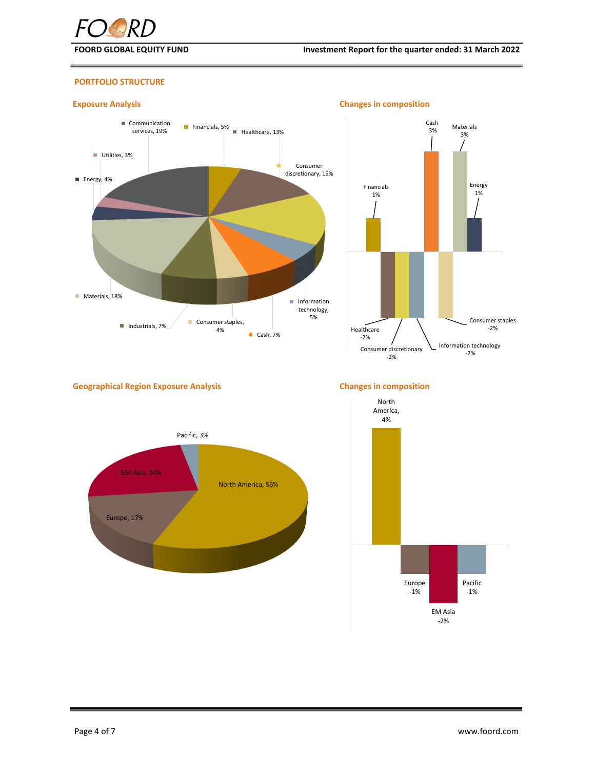## PORTFOLIO STRUCTURE

### Exposure Analysis

| Sector | Exposure |
|---|---|
| Communication services | 19% |
| Financials | 5% |
| Healthcare | 13% |
| Consumer discretionary | 15% |
| Information technology | 5% |
| Cash | 7% |
| Consumer staples | 4% |
| Industrials | 7% |
| Materials | 18% |
| Energy | 4% |
| Utilities | 3% |

### Changes in composition

| Sector | Change |
|---|---|
| Financials | 1% |
| Healthcare | -2% |
| Consumer discretionary | -2% |
| Information technology | -2% |
| Cash | 3% |
| Consumer staples | -2% |
| Materials | 3% |
| Energy | 1% |

### Geographical Region Exposure Analysis

| Region | Exposure |
|---|---|
| North America | 56% |
| Europe | 17% |
| EM Asia | 24% |
| Pacific | 3% |

### Changes in composition

| Region | Change |
|---|---|
| North America | 4% |
| Europe | -1% |
| EM Asia | -2% |
| Pacific | -1% |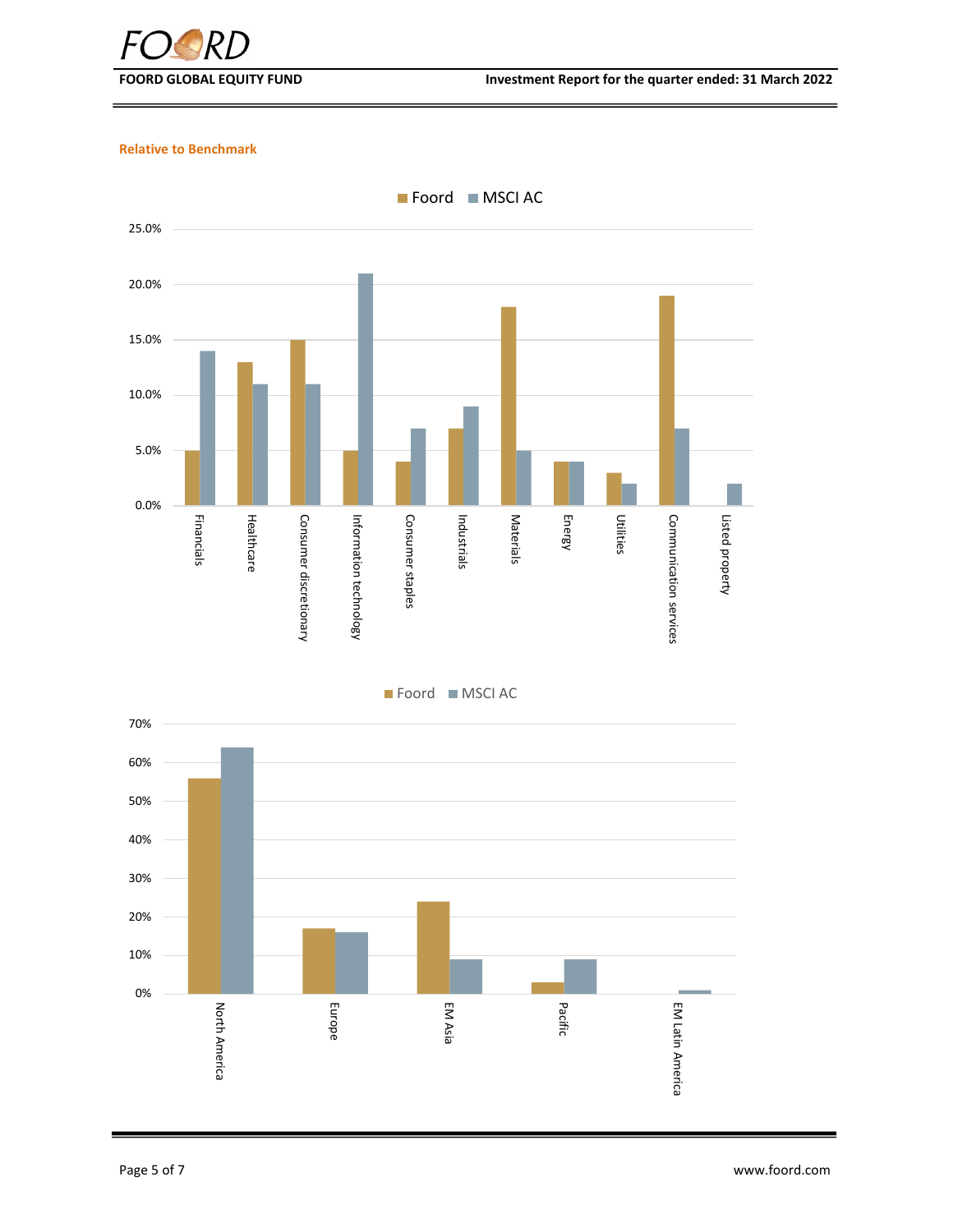**Relative to Benchmark**

| Sector | Foord | MSCI AC |
|---|---|---|
| Financials | 5% | 14% |
| Healthcare | 13% | 11% |
| Consumer discretionary | 15% | 11% |
| Information technology | 5% | 21% |
| Consumer staples | 4% | 7% |
| Industrials | 7% | 9% |
| Materials | 18% | 5% |
| Energy | 4% | 4% |
| Utilities | 3% | 2% |
| Communication services | 19% | 7% |
| Listed property | 0% | 2% |

| Region | Foord | MSCI AC |
|---|---|---|
| North America | 56% | 64% |
| Europe | 17% | 16% |
| EM Asia | 24% | 9% |
| Pacific | 3% | 9% |
| EM Latin America | 0% | 1% |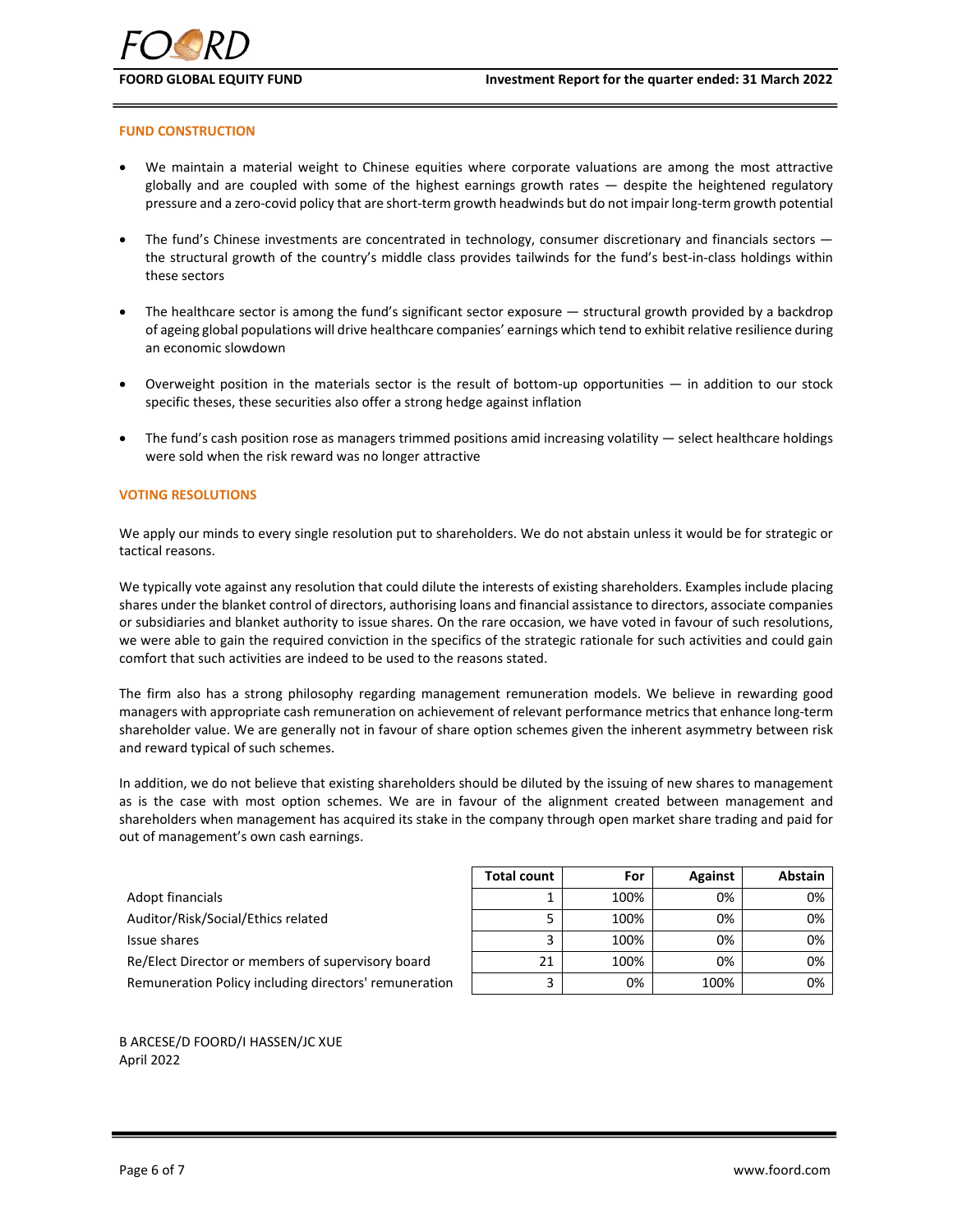## FUND CONSTRUCTION

- We maintain a material weight to Chinese equities where corporate valuations are among the most attractive globally and are coupled with some of the highest earnings growth rates — despite the heightened regulatory pressure and a zero-covid policy that are short-term growth headwinds but do not impair long-term growth potential
- The fund's Chinese investments are concentrated in technology, consumer discretionary and financials sectors — the structural growth of the country's middle class provides tailwinds for the fund's best-in-class holdings within these sectors
- The healthcare sector is among the fund's significant sector exposure — structural growth provided by a backdrop of ageing global populations will drive healthcare companies' earnings which tend to exhibit relative resilience during an economic slowdown
- Overweight position in the materials sector is the result of bottom-up opportunities — in addition to our stock specific theses, these securities also offer a strong hedge against inflation
- The fund's cash position rose as managers trimmed positions amid increasing volatility — select healthcare holdings were sold when the risk reward was no longer attractive

## VOTING RESOLUTIONS

We apply our minds to every single resolution put to shareholders. We do not abstain unless it would be for strategic or tactical reasons.

We typically vote against any resolution that could dilute the interests of existing shareholders. Examples include placing shares under the blanket control of directors, authorising loans and financial assistance to directors, associate companies or subsidiaries and blanket authority to issue shares. On the rare occasion, we have voted in favour of such resolutions, we were able to gain the required conviction in the specifics of the strategic rationale for such activities and could gain comfort that such activities are indeed to be used to the reasons stated.

The firm also has a strong philosophy regarding management remuneration models. We believe in rewarding good managers with appropriate cash remuneration on achievement of relevant performance metrics that enhance long-term shareholder value. We are generally not in favour of share option schemes given the inherent asymmetry between risk and reward typical of such schemes.

In addition, we do not believe that existing shareholders should be diluted by the issuing of new shares to management as is the case with most option schemes. We are in favour of the alignment created between management and shareholders when management has acquired its stake in the company through open market share trading and paid for out of management's own cash earnings.

| | Total count | For | Against | Abstain |
|---|---|---|---|---|
| Adopt financials | 1 | 100% | 0% | 0% |
| Auditor/Risk/Social/Ethics related | 5 | 100% | 0% | 0% |
| Issue shares | 3 | 100% | 0% | 0% |
| Re/Elect Director or members of supervisory board | 21 | 100% | 0% | 0% |
| Remuneration Policy including directors' remuneration | 3 | 0% | 100% | 0% |

B ARCESE/D FOORD/I HASSEN/JC XUE
April 2022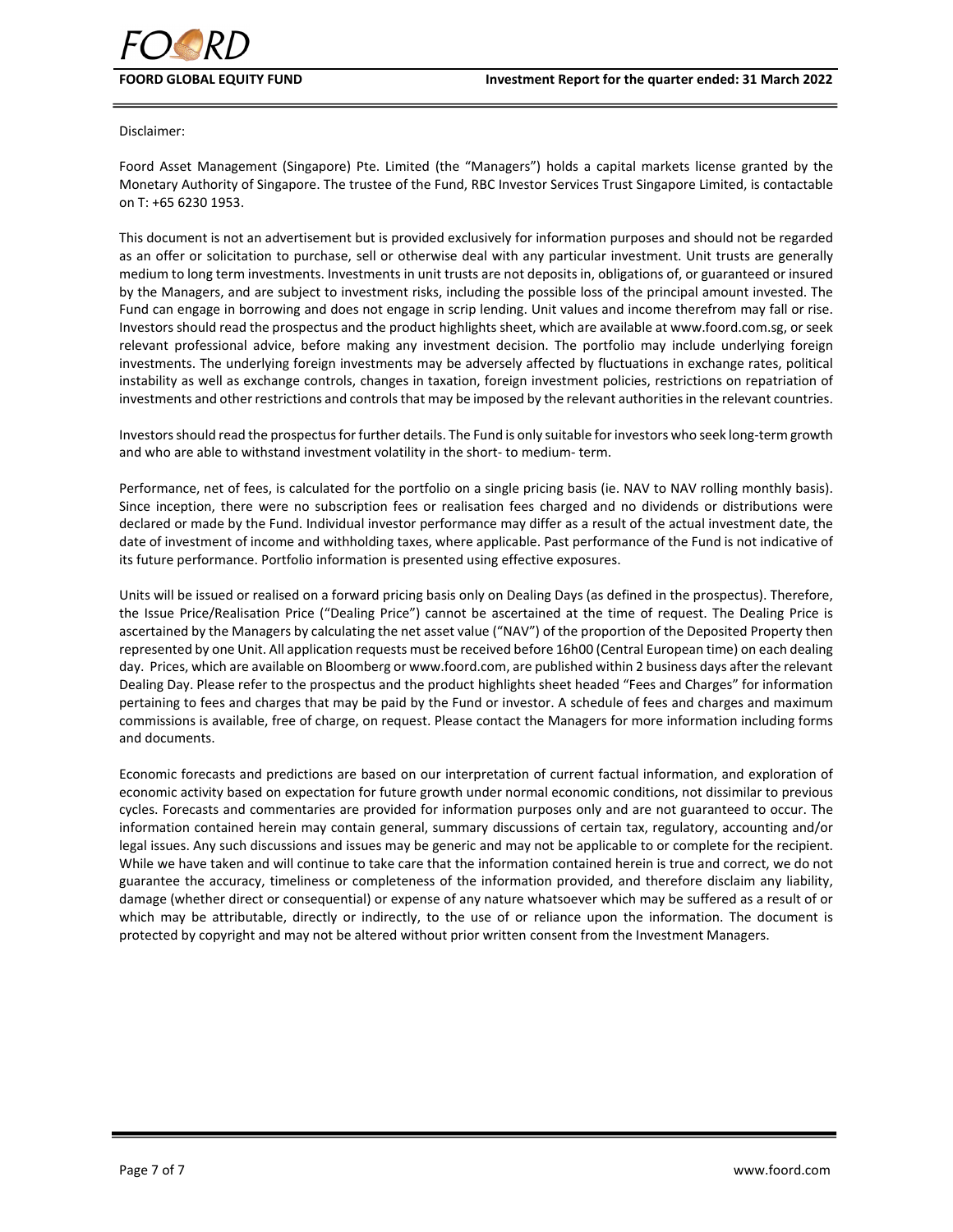Disclaimer:

Foord Asset Management (Singapore) Pte. Limited (the "Managers") holds a capital markets license granted by the Monetary Authority of Singapore. The trustee of the Fund, RBC Investor Services Trust Singapore Limited, is contactable on T: +65 6230 1953.

This document is not an advertisement but is provided exclusively for information purposes and should not be regarded as an offer or solicitation to purchase, sell or otherwise deal with any particular investment. Unit trusts are generally medium to long term investments. Investments in unit trusts are not deposits in, obligations of, or guaranteed or insured by the Managers, and are subject to investment risks, including the possible loss of the principal amount invested. The Fund can engage in borrowing and does not engage in scrip lending. Unit values and income therefrom may fall or rise. Investors should read the prospectus and the product highlights sheet, which are available at www.foord.com.sg, or seek relevant professional advice, before making any investment decision. The portfolio may include underlying foreign investments. The underlying foreign investments may be adversely affected by fluctuations in exchange rates, political instability as well as exchange controls, changes in taxation, foreign investment policies, restrictions on repatriation of investments and other restrictions and controls that may be imposed by the relevant authorities in the relevant countries.

Investors should read the prospectus for further details. The Fund is only suitable for investors who seek long-term growth and who are able to withstand investment volatility in the short- to medium- term.

Performance, net of fees, is calculated for the portfolio on a single pricing basis (ie. NAV to NAV rolling monthly basis). Since inception, there were no subscription fees or realisation fees charged and no dividends or distributions were declared or made by the Fund. Individual investor performance may differ as a result of the actual investment date, the date of investment of income and withholding taxes, where applicable. Past performance of the Fund is not indicative of its future performance. Portfolio information is presented using effective exposures.

Units will be issued or realised on a forward pricing basis only on Dealing Days (as defined in the prospectus). Therefore, the Issue Price/Realisation Price ("Dealing Price") cannot be ascertained at the time of request. The Dealing Price is ascertained by the Managers by calculating the net asset value ("NAV") of the proportion of the Deposited Property then represented by one Unit. All application requests must be received before 16h00 (Central European time) on each dealing day. Prices, which are available on Bloomberg or www.foord.com, are published within 2 business days after the relevant Dealing Day. Please refer to the prospectus and the product highlights sheet headed "Fees and Charges" for information pertaining to fees and charges that may be paid by the Fund or investor. A schedule of fees and charges and maximum commissions is available, free of charge, on request. Please contact the Managers for more information including forms and documents.

Economic forecasts and predictions are based on our interpretation of current factual information, and exploration of economic activity based on expectation for future growth under normal economic conditions, not dissimilar to previous cycles. Forecasts and commentaries are provided for information purposes only and are not guaranteed to occur. The information contained herein may contain general, summary discussions of certain tax, regulatory, accounting and/or legal issues. Any such discussions and issues may be generic and may not be applicable to or complete for the recipient. While we have taken and will continue to take care that the information contained herein is true and correct, we do not guarantee the accuracy, timeliness or completeness of the information provided, and therefore disclaim any liability, damage (whether direct or consequential) or expense of any nature whatsoever which may be suffered as a result of or which may be attributable, directly or indirectly, to the use of or reliance upon the information. The document is protected by copyright and may not be altered without prior written consent from the Investment Managers.